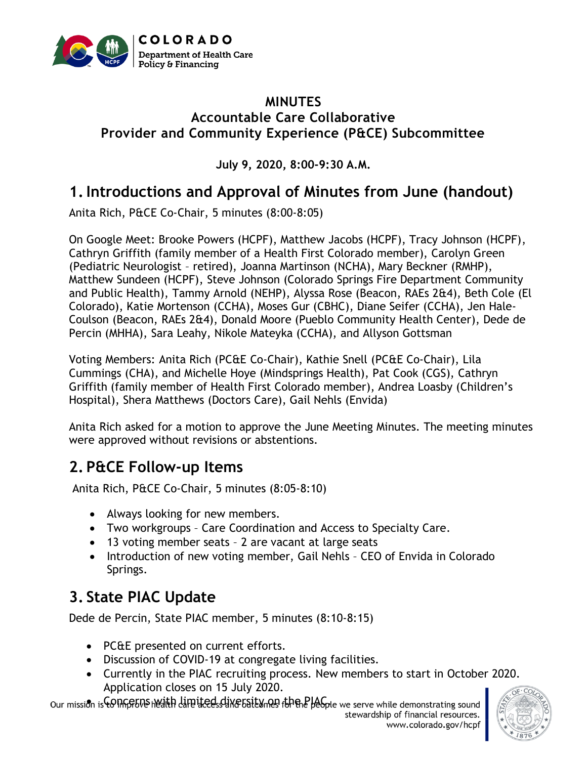# MINUTES

## Accountable Care Collaborative
## Provider and Community Experience (P&CE) Subcommittee

**July 9, 2020, 8:00-9:30 A.M.**

## 1. Introductions and Approval of Minutes from June (handout)

Anita Rich, P&CE Co-Chair, 5 minutes (8:00-8:05)

On Google Meet: Brooke Powers (HCPF), Matthew Jacobs (HCPF), Tracy Johnson (HCPF), Cathryn Griffith (family member of a Health First Colorado member), Carolyn Green (Pediatric Neurologist – retired), Joanna Martinson (NCHA), Mary Beckner (RMHP), Matthew Sundeen (HCPF), Steve Johnson (Colorado Springs Fire Department Community and Public Health), Tammy Arnold (NEHP), Alyssa Rose (Beacon, RAEs 2&4), Beth Cole (El Colorado), Katie Mortenson (CCHA), Moses Gur (CBHC), Diane Seifer (CCHA), Jen Hale-Coulson (Beacon, RAEs 2&4), Donald Moore (Pueblo Community Health Center), Dede de Percin (MHHA), Sara Leahy, Nikole Mateyka (CCHA), and Allyson Gottsman

Voting Members: Anita Rich (PC&E Co-Chair), Kathie Snell (PC&E Co-Chair), Lila Cummings (CHA), and Michelle Hoye (Mindsprings Health), Pat Cook (CGS), Cathryn Griffith (family member of Health First Colorado member), Andrea Loasby (Children's Hospital), Shera Matthews (Doctors Care), Gail Nehls (Envida)

Anita Rich asked for a motion to approve the June Meeting Minutes. The meeting minutes were approved without revisions or abstentions.

## 2. P&CE Follow-up Items

Anita Rich, P&CE Co-Chair, 5 minutes (8:05-8:10)

- Always looking for new members.
- Two workgroups – Care Coordination and Access to Specialty Care.
- 13 voting member seats – 2 are vacant at large seats
- Introduction of new voting member, Gail Nehls – CEO of Envida in Colorado Springs.

## 3. State PIAC Update

Dede de Percin, State PIAC member, 5 minutes (8:10-8:15)

- PC&E presented on current efforts.
- Discussion of COVID-19 at congregate living facilities.
- Currently in the PIAC recruiting process. New members to start in October 2020. Application closes on 15 July 2020.
- Concerns with limited diversity on the PIAC.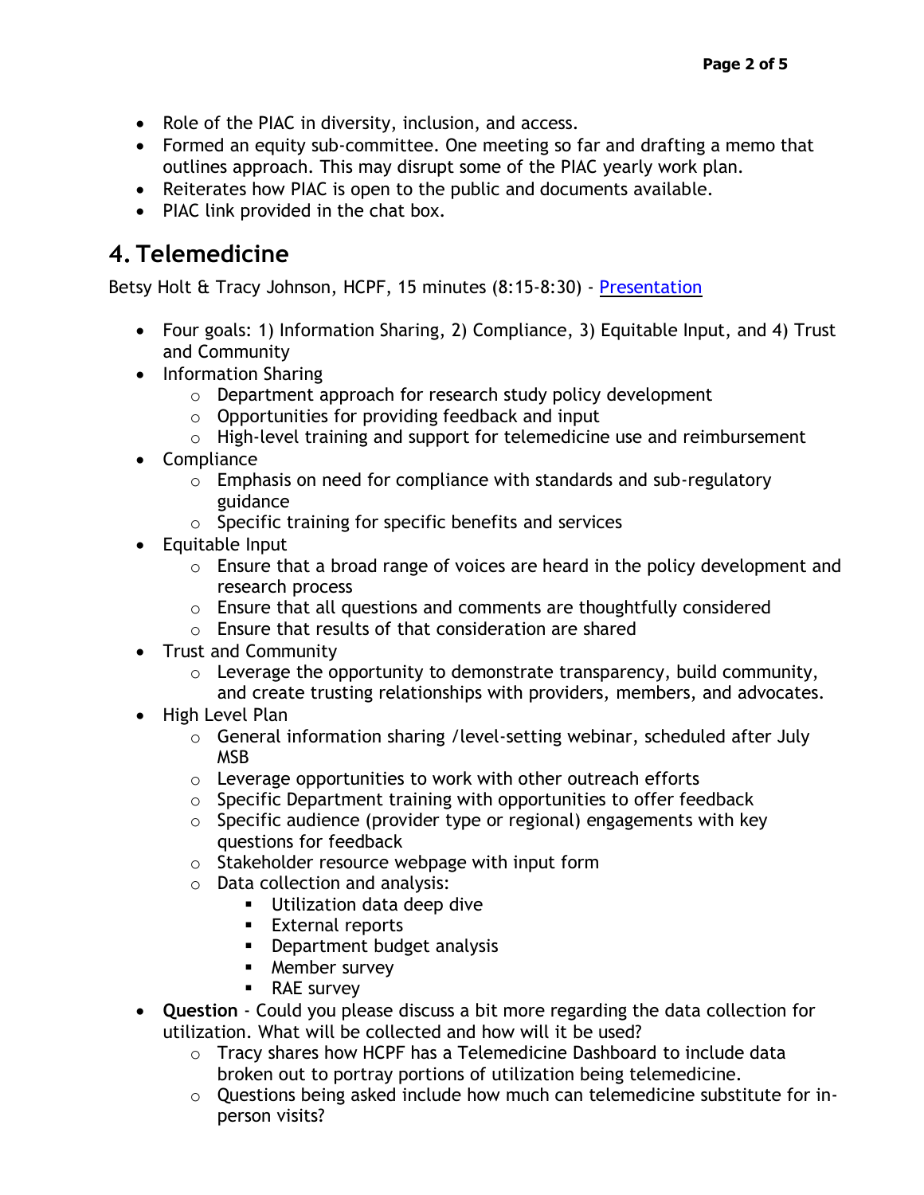- Role of the PIAC in diversity, inclusion, and access.
- Formed an equity sub-committee. One meeting so far and drafting a memo that outlines approach. This may disrupt some of the PIAC yearly work plan.
- Reiterates how PIAC is open to the public and documents available.
- PIAC link provided in the chat box.

## 4. Telemedicine

Betsy Holt & Tracy Johnson, HCPF, 15 minutes (8:15-8:30) - [Presentation]

- Four goals: 1) Information Sharing, 2) Compliance, 3) Equitable Input, and 4) Trust and Community
- Information Sharing
  - Department approach for research study policy development
  - Opportunities for providing feedback and input
  - High-level training and support for telemedicine use and reimbursement
- Compliance
  - Emphasis on need for compliance with standards and sub-regulatory guidance
  - Specific training for specific benefits and services
- Equitable Input
  - Ensure that a broad range of voices are heard in the policy development and research process
  - Ensure that all questions and comments are thoughtfully considered
  - Ensure that results of that consideration are shared
- Trust and Community
  - Leverage the opportunity to demonstrate transparency, build community, and create trusting relationships with providers, members, and advocates.
- High Level Plan
  - General information sharing /level-setting webinar, scheduled after July MSB
  - Leverage opportunities to work with other outreach efforts
  - Specific Department training with opportunities to offer feedback
  - Specific audience (provider type or regional) engagements with key questions for feedback
  - Stakeholder resource webpage with input form
  - Data collection and analysis:
    - Utilization data deep dive
    - External reports
    - Department budget analysis
    - Member survey
    - RAE survey
- **Question** - Could you please discuss a bit more regarding the data collection for utilization. What will be collected and how will it be used?
  - Tracy shares how HCPF has a Telemedicine Dashboard to include data broken out to portray portions of utilization being telemedicine.
  - Questions being asked include how much can telemedicine substitute for in-person visits?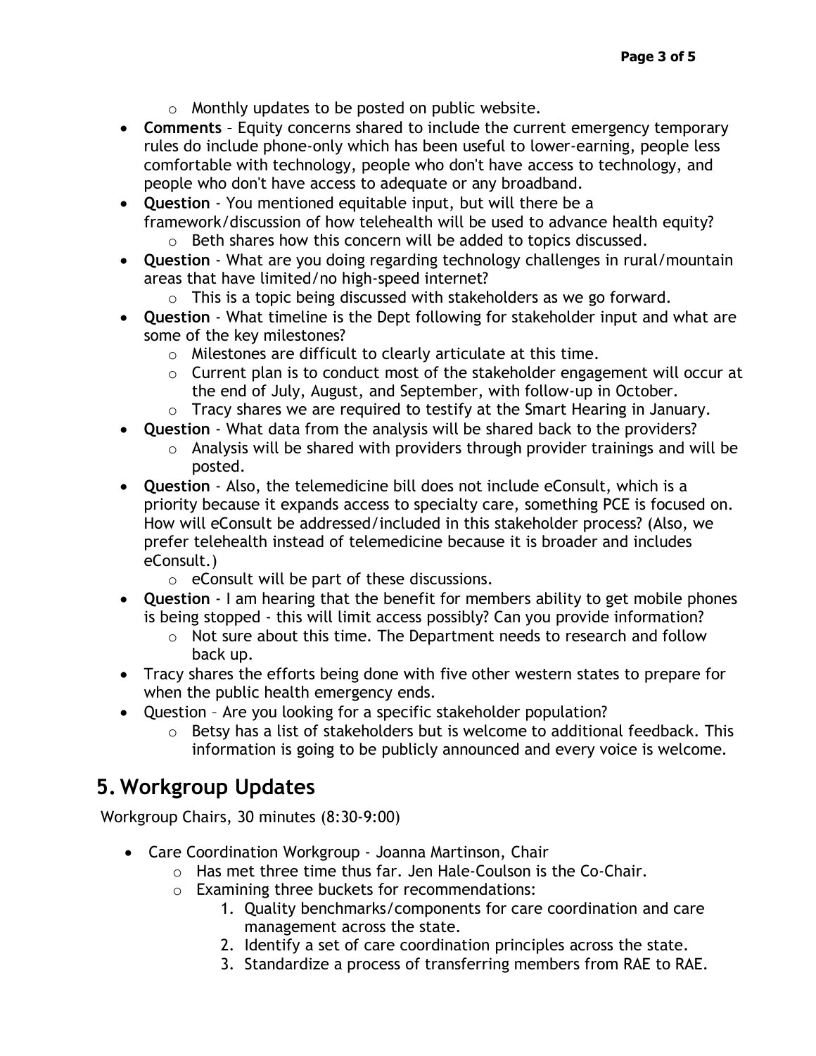- Monthly updates to be posted on public website.
- **Comments** – Equity concerns shared to include the current emergency temporary rules do include phone-only which has been useful to lower-earning, people less comfortable with technology, people who don't have access to technology, and people who don't have access to adequate or any broadband.
- **Question** - You mentioned equitable input, but will there be a framework/discussion of how telehealth will be used to advance health equity?
  - Beth shares how this concern will be added to topics discussed.
- **Question** - What are you doing regarding technology challenges in rural/mountain areas that have limited/no high-speed internet?
  - This is a topic being discussed with stakeholders as we go forward.
- **Question** - What timeline is the Dept following for stakeholder input and what are some of the key milestones?
  - Milestones are difficult to clearly articulate at this time.
  - Current plan is to conduct most of the stakeholder engagement will occur at the end of July, August, and September, with follow-up in October.
  - Tracy shares we are required to testify at the Smart Hearing in January.
- **Question** - What data from the analysis will be shared back to the providers?
  - Analysis will be shared with providers through provider trainings and will be posted.
- **Question** - Also, the telemedicine bill does not include eConsult, which is a priority because it expands access to specialty care, something PCE is focused on. How will eConsult be addressed/included in this stakeholder process? (Also, we prefer telehealth instead of telemedicine because it is broader and includes eConsult.)
  - eConsult will be part of these discussions.
- **Question** - I am hearing that the benefit for members ability to get mobile phones is being stopped - this will limit access possibly? Can you provide information?
  - Not sure about this time. The Department needs to research and follow back up.
- Tracy shares the efforts being done with five other western states to prepare for when the public health emergency ends.
- Question – Are you looking for a specific stakeholder population?
  - Betsy has a list of stakeholders but is welcome to additional feedback. This information is going to be publicly announced and every voice is welcome.

## 5. Workgroup Updates

Workgroup Chairs, 30 minutes (8:30-9:00)

- Care Coordination Workgroup - Joanna Martinson, Chair
  - Has met three time thus far. Jen Hale-Coulson is the Co-Chair.
  - Examining three buckets for recommendations:
    1. Quality benchmarks/components for care coordination and care management across the state.
    2. Identify a set of care coordination principles across the state.
    3. Standardize a process of transferring members from RAE to RAE.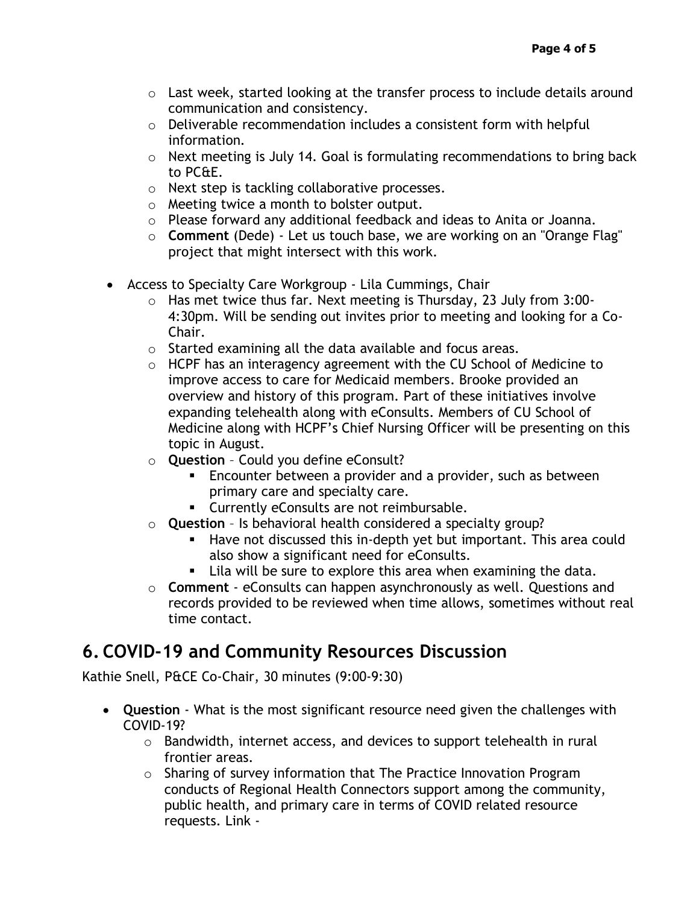- Last week, started looking at the transfer process to include details around communication and consistency.
- Deliverable recommendation includes a consistent form with helpful information.
- Next meeting is July 14. Goal is formulating recommendations to bring back to PC&E.
- Next step is tackling collaborative processes.
- Meeting twice a month to bolster output.
- Please forward any additional feedback and ideas to Anita or Joanna.
- **Comment** (Dede) - Let us touch base, we are working on an "Orange Flag" project that might intersect with this work.

- Access to Specialty Care Workgroup - Lila Cummings, Chair
  - Has met twice thus far. Next meeting is Thursday, 23 July from 3:00-4:30pm. Will be sending out invites prior to meeting and looking for a Co-Chair.
  - Started examining all the data available and focus areas.
  - HCPF has an interagency agreement with the CU School of Medicine to improve access to care for Medicaid members. Brooke provided an overview and history of this program. Part of these initiatives involve expanding telehealth along with eConsults. Members of CU School of Medicine along with HCPF's Chief Nursing Officer will be presenting on this topic in August.
  - **Question** – Could you define eConsult?
    - Encounter between a provider and a provider, such as between primary care and specialty care.
    - Currently eConsults are not reimbursable.
  - **Question** – Is behavioral health considered a specialty group?
    - Have not discussed this in-depth yet but important. This area could also show a significant need for eConsults.
    - Lila will be sure to explore this area when examining the data.
  - **Comment** - eConsults can happen asynchronously as well. Questions and records provided to be reviewed when time allows, sometimes without real time contact.

## 6. COVID-19 and Community Resources Discussion

Kathie Snell, P&CE Co-Chair, 30 minutes (9:00-9:30)

- **Question** - What is the most significant resource need given the challenges with COVID-19?
  - Bandwidth, internet access, and devices to support telehealth in rural frontier areas.
  - Sharing of survey information that The Practice Innovation Program conducts of Regional Health Connectors support among the community, public health, and primary care in terms of COVID related resource requests. Link -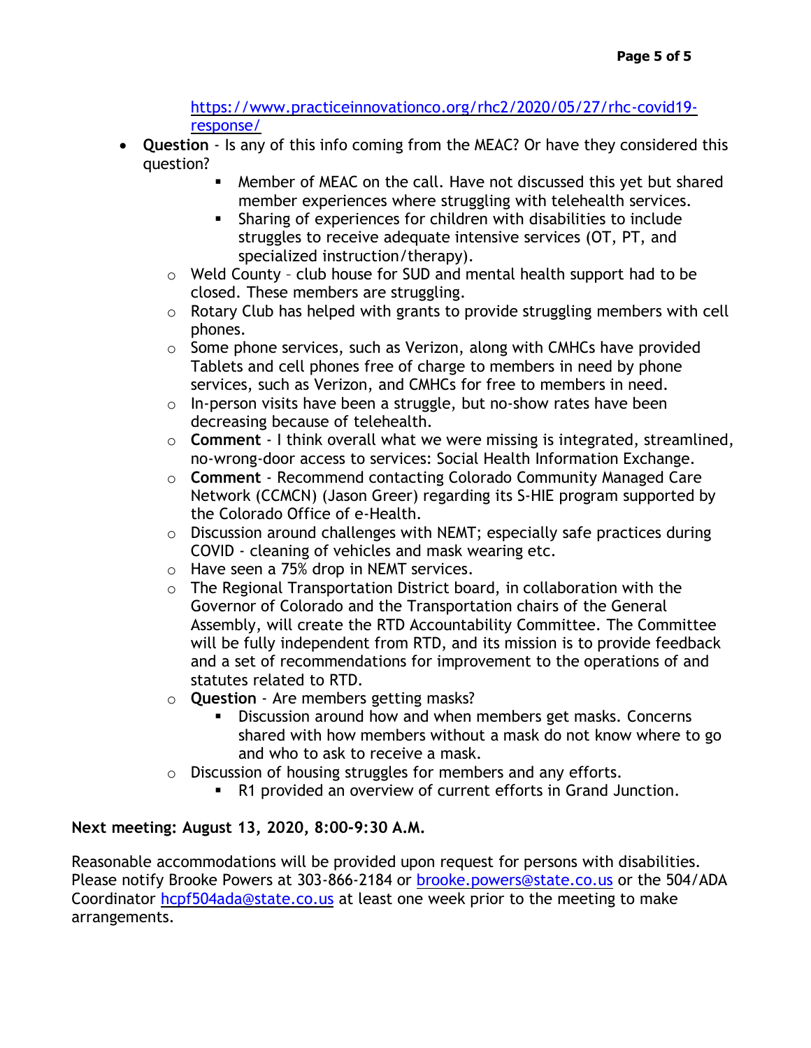https://www.practiceinnovationco.org/rhc2/2020/05/27/rhc-covid19-response/

- **Question** - Is any of this info coming from the MEAC? Or have they considered this question?
    - Member of MEAC on the call. Have not discussed this yet but shared member experiences where struggling with telehealth services.
    - Sharing of experiences for children with disabilities to include struggles to receive adequate intensive services (OT, PT, and specialized instruction/therapy).
  - Weld County – club house for SUD and mental health support had to be closed. These members are struggling.
  - Rotary Club has helped with grants to provide struggling members with cell phones.
  - Some phone services, such as Verizon, along with CMHCs have provided Tablets and cell phones free of charge to members in need by phone services, such as Verizon, and CMHCs for free to members in need.
  - In-person visits have been a struggle, but no-show rates have been decreasing because of telehealth.
  - **Comment** - I think overall what we were missing is integrated, streamlined, no-wrong-door access to services: Social Health Information Exchange.
  - **Comment** - Recommend contacting Colorado Community Managed Care Network (CCMCN) (Jason Greer) regarding its S-HIE program supported by the Colorado Office of e-Health.
  - Discussion around challenges with NEMT; especially safe practices during COVID - cleaning of vehicles and mask wearing etc.
  - Have seen a 75% drop in NEMT services.
  - The Regional Transportation District board, in collaboration with the Governor of Colorado and the Transportation chairs of the General Assembly, will create the RTD Accountability Committee. The Committee will be fully independent from RTD, and its mission is to provide feedback and a set of recommendations for improvement to the operations of and statutes related to RTD.
  - **Question** - Are members getting masks?
    - Discussion around how and when members get masks. Concerns shared with how members without a mask do not know where to go and who to ask to receive a mask.
  - Discussion of housing struggles for members and any efforts.
    - R1 provided an overview of current efforts in Grand Junction.

**Next meeting: August 13, 2020, 8:00-9:30 A.M.**

Reasonable accommodations will be provided upon request for persons with disabilities. Please notify Brooke Powers at 303-866-2184 or brooke.powers@state.co.us or the 504/ADA Coordinator hcpf504ada@state.co.us at least one week prior to the meeting to make arrangements.